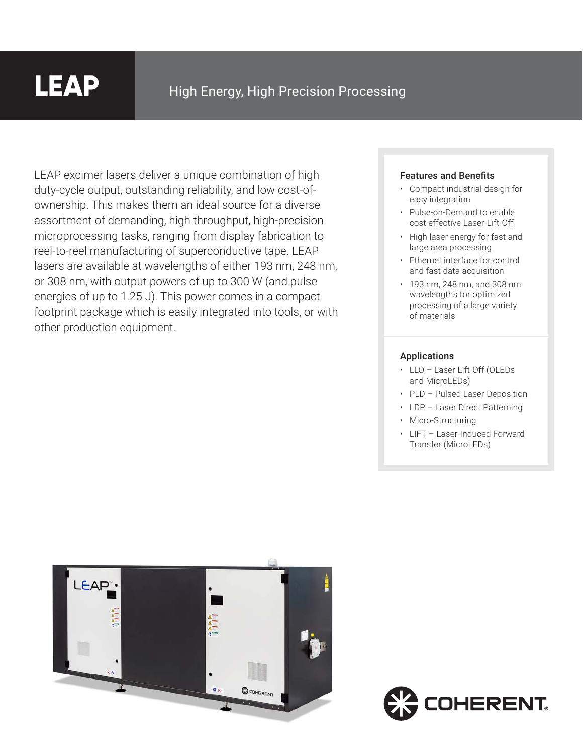# LEAP

## High Energy, High Precision Processing

LEAP excimer lasers deliver a unique combination of high duty-cycle output, outstanding reliability, and low cost-of-ownership. This makes them an ideal source for a diverse assortment of demanding, high throughput, high-precision microprocessing tasks, ranging from display fabrication to reel-to-reel manufacturing of superconductive tape. LEAP lasers are available at wavelengths of either 193 nm, 248 nm, or 308 nm, with output powers of up to 300 W (and pulse energies of up to 1.25 J). This power comes in a compact footprint package which is easily integrated into tools, or with other production equipment.

### Features and Benefits

- Compact industrial design for easy integration
- Pulse-on-Demand to enable cost effective Laser-Lift-Off
- High laser energy for fast and large area processing
- Ethernet interface for control and fast data acquisition
- 193 nm, 248 nm, and 308 nm wavelengths for optimized processing of a large variety of materials

### Applications

- LLO – Laser Lift-Off (OLEDs and MicroLEDs)
- PLD – Pulsed Laser Deposition
- LDP – Laser Direct Patterning
- Micro-Structuring
- LIFT – Laser-Induced Forward Transfer (MicroLEDs)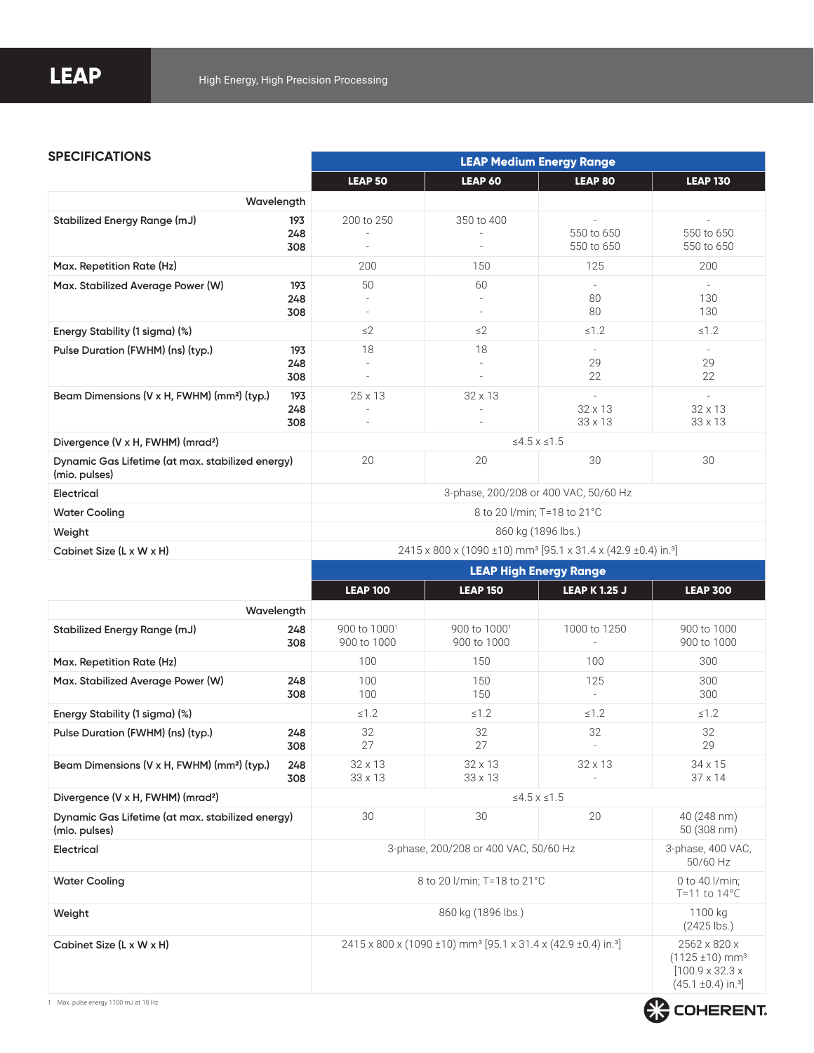# LEAP

High Energy, High Precision Processing

## SPECIFICATIONS

| | Wavelength | LEAP Medium Energy Range | | | |
|---|---|---|---|---|---|
| | | **LEAP 50** | **LEAP 60** | **LEAP 80** | **LEAP 130** |
| Stabilized Energy Range (mJ) | 193<br>248<br>308 | 200 to 250<br>-<br>- | 350 to 400<br>-<br>- | -<br>550 to 650<br>550 to 650 | -<br>550 to 650<br>550 to 650 |
| Max. Repetition Rate (Hz) | | 200 | 150 | 125 | 200 |
| Max. Stabilized Average Power (W) | 193<br>248<br>308 | 50<br>-<br>- | 60<br>-<br>- | -<br>80<br>80 | -<br>130<br>130 |
| Energy Stability (1 sigma) (%) | | ≤2 | ≤2 | ≤1.2 | ≤1.2 |
| Pulse Duration (FWHM) (ns) (typ.) | 193<br>248<br>308 | 18<br>-<br>- | 18<br>-<br>- | -<br>29<br>22 | -<br>29<br>22 |
| Beam Dimensions (V x H, FWHM) (mm²) (typ.) | 193<br>248<br>308 | 25 x 13<br>-<br>- | 32 x 13<br>-<br>- | -<br>32 x 13<br>33 x 13 | -<br>32 x 13<br>33 x 13 |
| Divergence (V x H, FWHM) (mrad²) | | ≤4.5 x ≤1.5 | | | |
| Dynamic Gas Lifetime (at max. stabilized energy) (mio. pulses) | | 20 | 20 | 30 | 30 |
| Electrical | | 3-phase, 200/208 or 400 VAC, 50/60 Hz | | | |
| Water Cooling | | 8 to 20 l/min; T=18 to 21°C | | | |
| Weight | | 860 kg (1896 lbs.) | | | |
| Cabinet Size (L x W x H) | | 2415 x 800 x (1090 ±10) mm³ [95.1 x 31.4 x (42.9 ±0.4) in.³] | | | |

| | Wavelength | LEAP High Energy Range | | | |
|---|---|---|---|---|---|
| | | **LEAP 100** | **LEAP 150** | **LEAP K 1.25 J** | **LEAP 300** |
| Stabilized Energy Range (mJ) | 248<br>308 | 900 to 1000[1]<br>900 to 1000 | 900 to 1000[1]<br>900 to 1000 | 1000 to 1250<br>- | 900 to 1000<br>900 to 1000 |
| Max. Repetition Rate (Hz) | | 100 | 150 | 100 | 300 |
| Max. Stabilized Average Power (W) | 248<br>308 | 100<br>100 | 150<br>150 | 125<br>- | 300<br>300 |
| Energy Stability (1 sigma) (%) | | ≤1.2 | ≤1.2 | ≤1.2 | ≤1.2 |
| Pulse Duration (FWHM) (ns) (typ.) | 248<br>308 | 32<br>27 | 32<br>27 | 32<br>- | 32<br>29 |
| Beam Dimensions (V x H, FWHM) (mm²) (typ.) | 248<br>308 | 32 x 13<br>33 x 13 | 32 x 13<br>33 x 13 | 32 x 13<br>- | 34 x 15<br>37 x 14 |
| Divergence (V x H, FWHM) (mrad²) | | ≤4.5 x ≤1.5 | | | |
| Dynamic Gas Lifetime (at max. stabilized energy) (mio. pulses) | | 30 | 30 | 20 | 40 (248 nm)<br>50 (308 nm) |
| Electrical | | 3-phase, 200/208 or 400 VAC, 50/60 Hz | | | 3-phase, 400 VAC, 50/60 Hz |
| Water Cooling | | 8 to 20 l/min; T=18 to 21°C | | | 0 to 40 l/min; T=11 to 14°C |
| Weight | | 860 kg (1896 lbs.) | | | 1100 kg (2425 lbs.) |
| Cabinet Size (L x W x H) | | 2415 x 800 x (1090 ±10) mm³ [95.1 x 31.4 x (42.9 ±0.4) in.³] | | | 2562 x 820 x (1125 ±10) mm³ [100.9 x 32.3 x (45.1 ±0.4) in.³] |

1 Max. pulse energy 1100 mJ at 10 Hz.

COHERENT.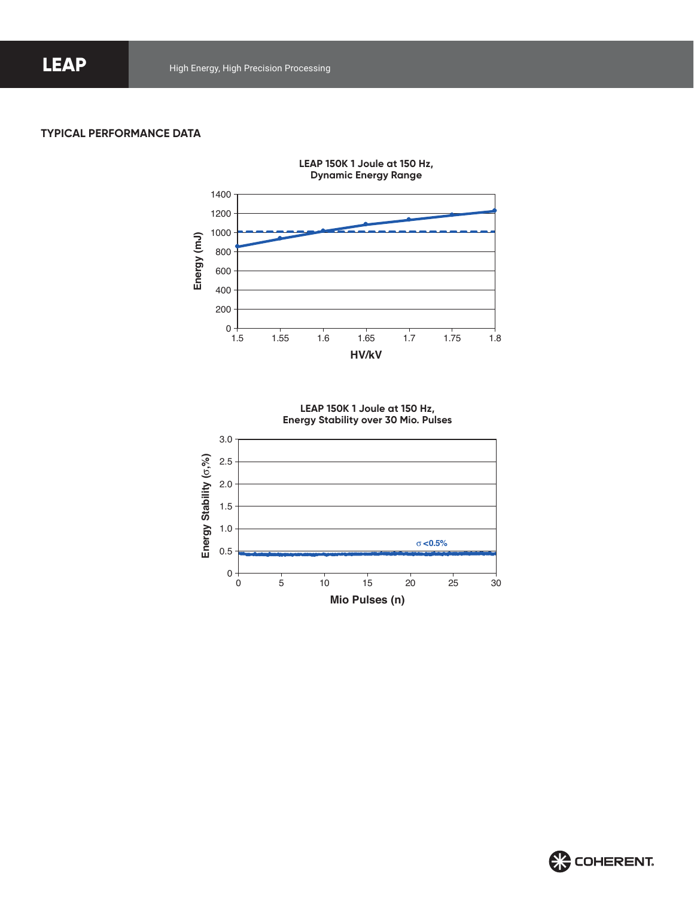## TYPICAL PERFORMANCE DATA

**LEAP 150K 1 Joule at 150 Hz, Dynamic Energy Range**

Energy (mJ): 0, 200, 400, 600, 800, 1000, 1200, 1400

HV/kV: 1.5, 1.55, 1.6, 1.65, 1.7, 1.75, 1.8

**LEAP 150K 1 Joule at 150 Hz, Energy Stability over 30 Mio. Pulses**

Energy Stability (σ,%): 0, 0.5, 1.0, 1.5, 2.0, 2.5, 3.0

Mio Pulses (n): 0, 5, 10, 15, 20, 25, 30

σ <0.5%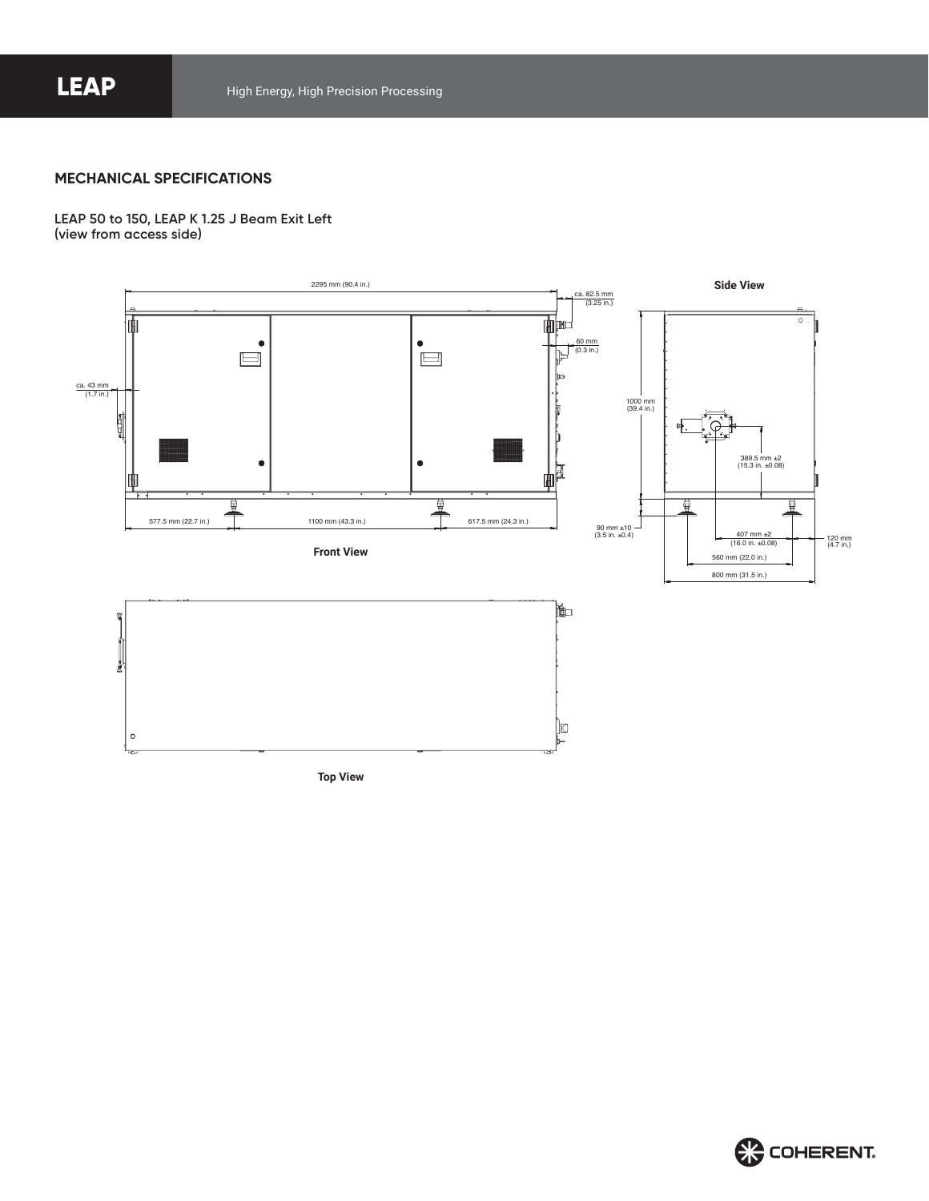## MECHANICAL SPECIFICATIONS

**LEAP 50 to 150, LEAP K 1.25 J Beam Exit Left (view from access side)**

2295 mm (90.4 in.)

ca. 82.5 mm (3.25 in.)

60 mm (0.3 in.)

ca. 43 mm (1.7 in.)

577.5 mm (22.7 in.)

1100 mm (43.3 in.)

617.5 mm (24.3 in.)

**Front View**

**Side View**

1000 mm (39.4 in.)

389.5 mm ±2 (15.3 in. ±0.08)

90 mm ±10 (3.5 in. ±0.4)

407 mm ±2 (16.0 in. ±0.08)

120 mm (4.7 in.)

560 mm (22.0 in.)

800 mm (31.5 in.)

**Top View**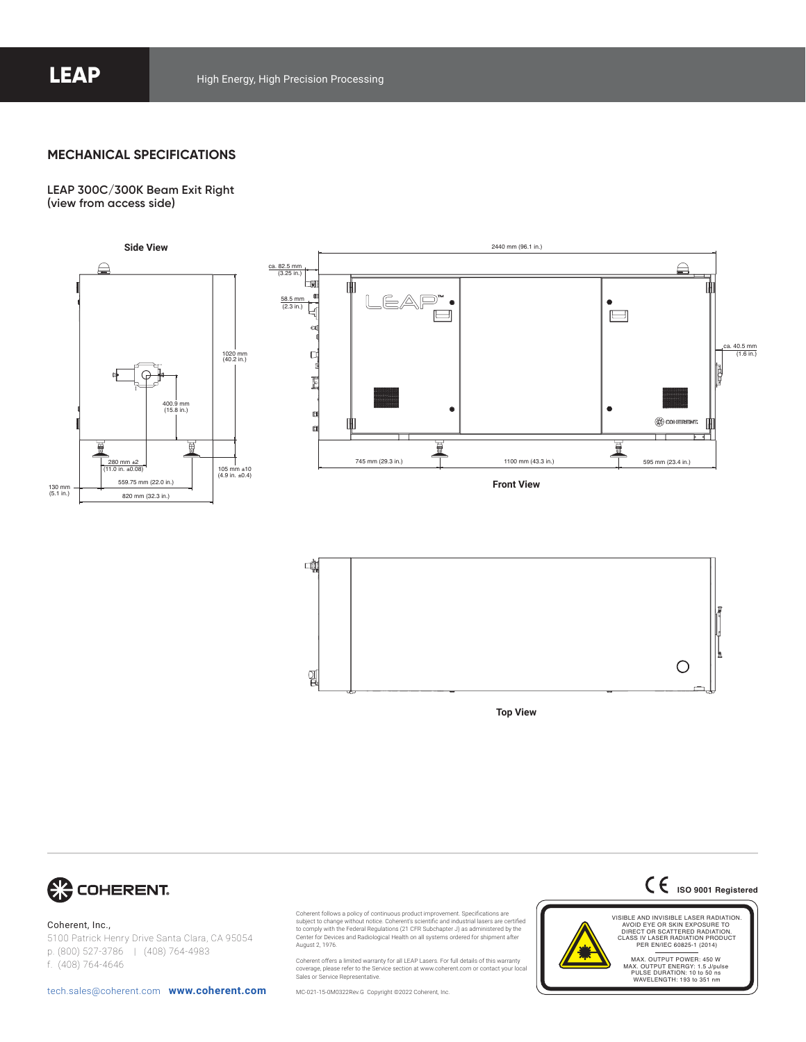# LEAP

High Energy, High Precision Processing

## MECHANICAL SPECIFICATIONS

### LEAP 300C/300K Beam Exit Right (view from access side)

**Side View**

1020 mm (40.2 in.)

400.9 mm (15.8 in.)

280 mm ±2 (11.0 in. ±0.08)

559.75 mm (22.0 in.)

820 mm (32.3 in.)

130 mm (5.1 in.)

105 mm ±10 (4.9 in. ±0.4)

**Front View**

2440 mm (96.1 in.)

ca. 82.5 mm (3.25 in.)

58.5 mm (2.3 in.)

ca. 40.5 mm (1.6 in.)

745 mm (29.3 in.)

1100 mm (43.3 in.)

595 mm (23.4 in.)

**Top View**

---

Coherent, Inc.,
5100 Patrick Henry Drive Santa Clara, CA 95054
p. (800) 527-3786 | (408) 764-4983
f. (408) 764-4646

tech.sales@coherent.com **www.coherent.com**

Coherent follows a policy of continuous product improvement. Specifications are subject to change without notice. Coherent's scientific and industrial lasers are certified to comply with the Federal Regulations (21 CFR Subchapter J) as administered by the Center for Devices and Radiological Health on all systems ordered for shipment after August 2, 1976.

Coherent offers a limited warranty for all LEAP Lasers. For full details of this warranty coverage, please refer to the Service section at www.coherent.com or contact your local Sales or Service Representative.

MC-021-15-0M0322Rev.G Copyright ©2022 Coherent, Inc.

CE **ISO 9001 Registered**

VISIBLE AND INVISIBLE LASER RADIATION.
AVOID EYE OR SKIN EXPOSURE TO DIRECT OR SCATTERED RADIATION.
CLASS IV LASER RADIATION PRODUCT PER EN/IEC 60825-1 (2014)

MAX. OUTPUT POWER: 450 W
MAX. OUTPUT ENERGY: 1.5 J/pulse
PULSE DURATION: 10 to 50 ns
WAVELENGTH: 193 to 351 nm